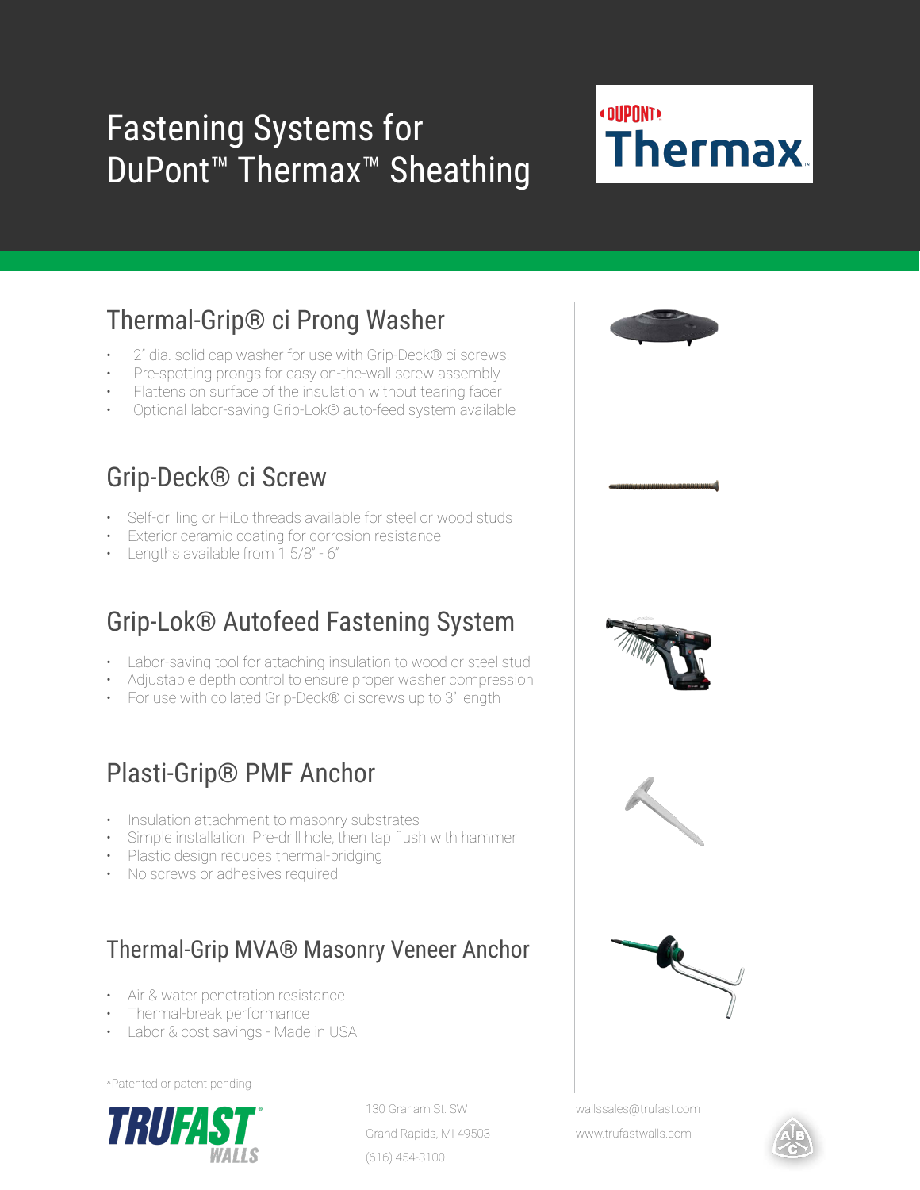# Fastening Systems for DuPont™ Thermax™ Sheathing

## Thermal-Grip® ci Prong Washer

- 2" dia. solid cap washer for use with Grip-Deck® ci screws.
- Pre-spotting prongs for easy on-the-wall screw assembly
- Flattens on surface of the insulation without tearing facer
- Optional labor-saving Grip-Lok® auto-feed system available

## Grip-Deck® ci Screw

- Self-drilling or HiLo threads available for steel or wood studs
- Exterior ceramic coating for corrosion resistance
- Lengths available from 1 5/8" - 6"

## Grip-Lok® Autofeed Fastening System

- Labor-saving tool for attaching insulation to wood or steel stud
- Adjustable depth control to ensure proper washer compression
- For use with collated Grip-Deck® ci screws up to 3" length

## Plasti-Grip® PMF Anchor

- Insulation attachment to masonry substrates
- Simple installation. Pre-drill hole, then tap flush with hammer
- Plastic design reduces thermal-bridging
- No screws or adhesives required

## Thermal-Grip MVA® Masonry Veneer Anchor

- Air & water penetration resistance
- Thermal-break performance
- Labor & cost savings - Made in USA

*Patented or patent pending

TRUFAST® WALLS

130 Graham St. SW
Grand Rapids, MI 49503
(616) 454-3100

wallssales@trufast.com
www.trufastwalls.com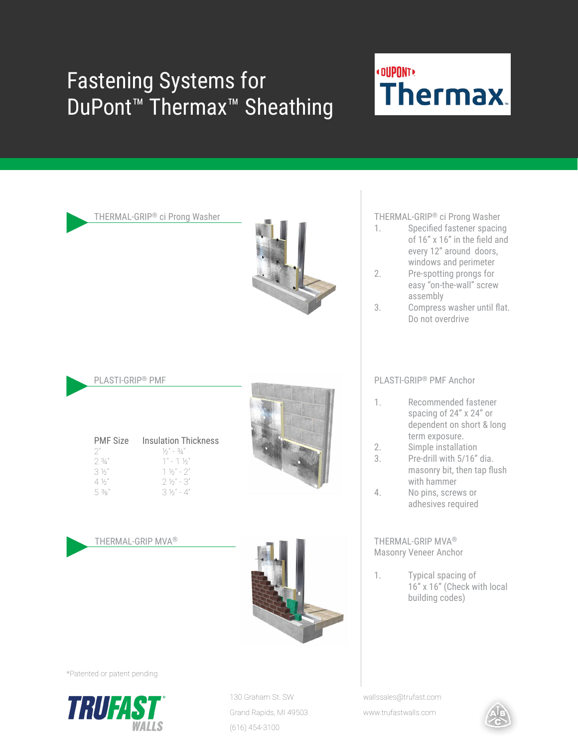# Fastening Systems for DuPont™ Thermax™ Sheathing

DuPont Thermax

## THERMAL-GRIP® ci Prong Washer

THERMAL-GRIP® ci Prong Washer

1. Specified fastener spacing of 16" x 16" in the field and every 12" around doors, windows and perimeter
2. Pre-spotting prongs for easy "on-the-wall" screw assembly
3. Compress washer until flat. Do not overdrive

## PLASTI-GRIP® PMF

| PMF Size | Insulation Thickness |
|---|---|
| 2" | ½" - ¾" |
| 2 ¾" | 1" - 1 ½" |
| 3 ½" | 1 ½" - 2" |
| 4 ½" | 2 ½" - 3" |
| 5 ⅜" | 3 ½" - 4" |

PLASTI-GRIP® PMF Anchor

1. Recommended fastener spacing of 24" x 24" or dependent on short & long term exposure.
2. Simple installation
3. Pre-drill with 5/16" dia. masonry bit, then tap flush with hammer
4. No pins, screws or adhesives required

## THERMAL-GRIP MVA®

THERMAL-GRIP MVA® Masonry Veneer Anchor

1. Typical spacing of 16" x 16" (Check with local building codes)

*Patented or patent pending

TRUFAST WALLS

130 Graham St. SW
Grand Rapids, MI 49503
(616) 454-3100

wallssales@trufast.com
www.trufastwalls.com